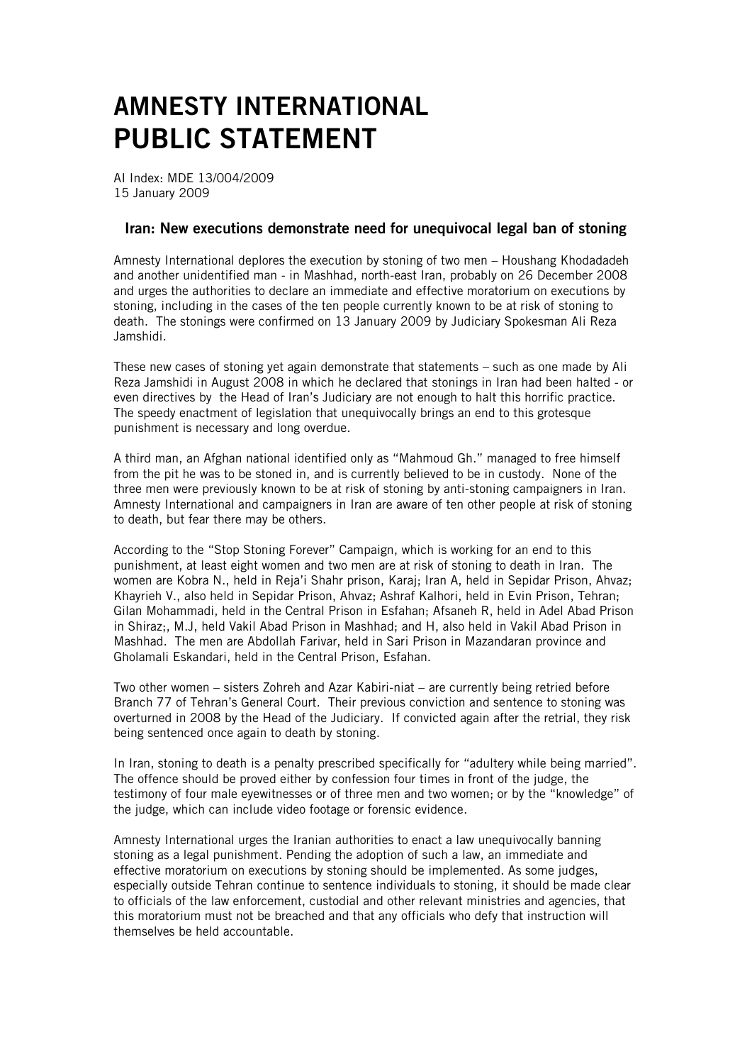# AMNESTY INTERNATIONAL PUBLIC STATEMENT

AI Index: MDE 13/004/2009
15 January 2009

## Iran: New executions demonstrate need for unequivocal legal ban of stoning

Amnesty International deplores the execution by stoning of two men – Houshang Khodadadeh and another unidentified man - in Mashhad, north-east Iran, probably on 26 December 2008 and urges the authorities to declare an immediate and effective moratorium on executions by stoning, including in the cases of the ten people currently known to be at risk of stoning to death. The stonings were confirmed on 13 January 2009 by Judiciary Spokesman Ali Reza Jamshidi.

These new cases of stoning yet again demonstrate that statements – such as one made by Ali Reza Jamshidi in August 2008 in which he declared that stonings in Iran had been halted - or even directives by the Head of Iran's Judiciary are not enough to halt this horrific practice. The speedy enactment of legislation that unequivocally brings an end to this grotesque punishment is necessary and long overdue.

A third man, an Afghan national identified only as "Mahmoud Gh." managed to free himself from the pit he was to be stoned in, and is currently believed to be in custody. None of the three men were previously known to be at risk of stoning by anti-stoning campaigners in Iran. Amnesty International and campaigners in Iran are aware of ten other people at risk of stoning to death, but fear there may be others.

According to the "Stop Stoning Forever" Campaign, which is working for an end to this punishment, at least eight women and two men are at risk of stoning to death in Iran. The women are Kobra N., held in Reja'i Shahr prison, Karaj; Iran A, held in Sepidar Prison, Ahvaz; Khayrieh V., also held in Sepidar Prison, Ahvaz; Ashraf Kalhori, held in Evin Prison, Tehran; Gilan Mohammadi, held in the Central Prison in Esfahan; Afsaneh R, held in Adel Abad Prison in Shiraz;, M.J, held Vakil Abad Prison in Mashhad; and H, also held in Vakil Abad Prison in Mashhad. The men are Abdollah Farivar, held in Sari Prison in Mazandaran province and Gholamali Eskandari, held in the Central Prison, Esfahan.

Two other women – sisters Zohreh and Azar Kabiri-niat – are currently being retried before Branch 77 of Tehran's General Court. Their previous conviction and sentence to stoning was overturned in 2008 by the Head of the Judiciary. If convicted again after the retrial, they risk being sentenced once again to death by stoning.

In Iran, stoning to death is a penalty prescribed specifically for "adultery while being married". The offence should be proved either by confession four times in front of the judge, the testimony of four male eyewitnesses or of three men and two women; or by the "knowledge" of the judge, which can include video footage or forensic evidence.

Amnesty International urges the Iranian authorities to enact a law unequivocally banning stoning as a legal punishment. Pending the adoption of such a law, an immediate and effective moratorium on executions by stoning should be implemented. As some judges, especially outside Tehran continue to sentence individuals to stoning, it should be made clear to officials of the law enforcement, custodial and other relevant ministries and agencies, that this moratorium must not be breached and that any officials who defy that instruction will themselves be held accountable.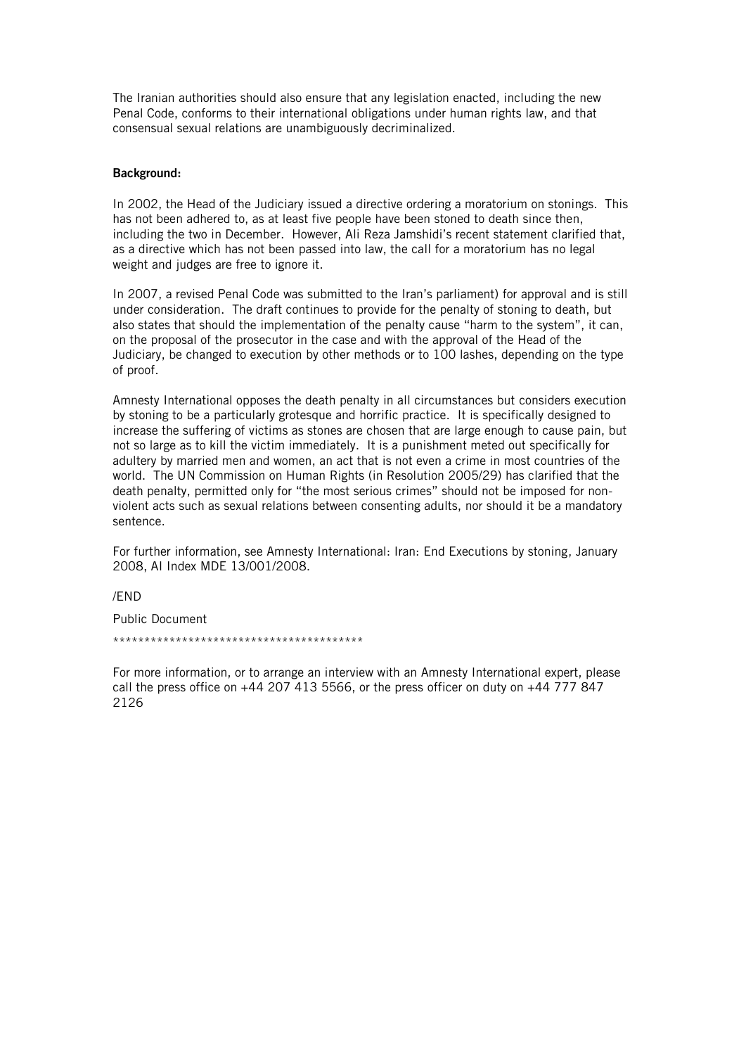The Iranian authorities should also ensure that any legislation enacted, including the new Penal Code, conforms to their international obligations under human rights law, and that consensual sexual relations are unambiguously decriminalized.

**Background:**

In 2002, the Head of the Judiciary issued a directive ordering a moratorium on stonings. This has not been adhered to, as at least five people have been stoned to death since then, including the two in December. However, Ali Reza Jamshidi's recent statement clarified that, as a directive which has not been passed into law, the call for a moratorium has no legal weight and judges are free to ignore it.

In 2007, a revised Penal Code was submitted to the Iran's parliament) for approval and is still under consideration. The draft continues to provide for the penalty of stoning to death, but also states that should the implementation of the penalty cause "harm to the system", it can, on the proposal of the prosecutor in the case and with the approval of the Head of the Judiciary, be changed to execution by other methods or to 100 lashes, depending on the type of proof.

Amnesty International opposes the death penalty in all circumstances but considers execution by stoning to be a particularly grotesque and horrific practice. It is specifically designed to increase the suffering of victims as stones are chosen that are large enough to cause pain, but not so large as to kill the victim immediately. It is a punishment meted out specifically for adultery by married men and women, an act that is not even a crime in most countries of the world. The UN Commission on Human Rights (in Resolution 2005/29) has clarified that the death penalty, permitted only for "the most serious crimes" should not be imposed for non-violent acts such as sexual relations between consenting adults, nor should it be a mandatory sentence.

For further information, see Amnesty International: Iran: End Executions by stoning, January 2008, AI Index MDE 13/001/2008.

/END

Public Document

****************************************

For more information, or to arrange an interview with an Amnesty International expert, please call the press office on +44 207 413 5566, or the press officer on duty on +44 777 847 2126